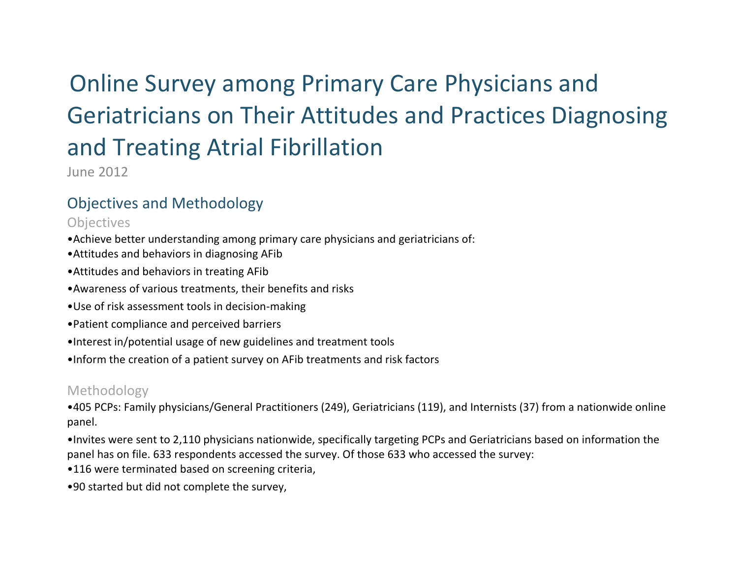# Online Survey among Primary Care Physicians and Geriatricians on Their Attitudes and Practices Diagnosing and Treating Atrial Fibrillation

June 2012

## Objectives and Methodology

### Objectives

- Achieve better understanding among primary care physicians and geriatricians of:
- Attitudes and behaviors in diagnosing AFib
- Attitudes and behaviors in treating AFib
- Awareness of various treatments, their benefits and risks
- Use of risk assessment tools in decision-making
- Patient compliance and perceived barriers
- Interest in/potential usage of new guidelines and treatment tools
- Inform the creation of a patient survey on AFib treatments and risk factors

### Methodology

- 405 PCPs: Family physicians/General Practitioners (249), Geriatricians (119), and Internists (37) from a nationwide online panel.
- Invites were sent to 2,110 physicians nationwide, specifically targeting PCPs and Geriatricians based on information the panel has on file. 633 respondents accessed the survey. Of those 633 who accessed the survey:
- 116 were terminated based on screening criteria,
- 90 started but did not complete the survey,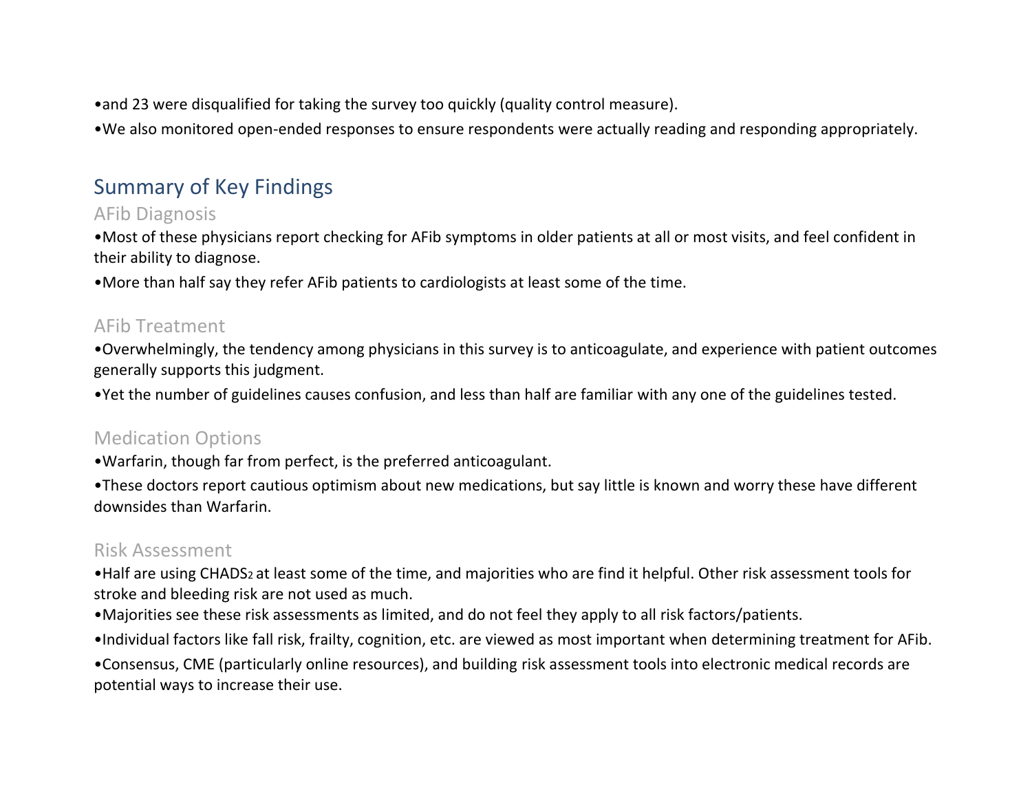- and 23 were disqualified for taking the survey too quickly (quality control measure).
- We also monitored open-ended responses to ensure respondents were actually reading and responding appropriately.

## Summary of Key Findings

### AFib Diagnosis

- Most of these physicians report checking for AFib symptoms in older patients at all or most visits, and feel confident in their ability to diagnose.
- More than half say they refer AFib patients to cardiologists at least some of the time.

### AFib Treatment

- Overwhelmingly, the tendency among physicians in this survey is to anticoagulate, and experience with patient outcomes generally supports this judgment.
- Yet the number of guidelines causes confusion, and less than half are familiar with any one of the guidelines tested.

### Medication Options

- Warfarin, though far from perfect, is the preferred anticoagulant.
- These doctors report cautious optimism about new medications, but say little is known and worry these have different downsides than Warfarin.

### Risk Assessment

- Half are using $CHADS_2$ at least some of the time, and majorities who are find it helpful. Other risk assessment tools for stroke and bleeding risk are not used as much.
- Majorities see these risk assessments as limited, and do not feel they apply to all risk factors/patients.
- Individual factors like fall risk, frailty, cognition, etc. are viewed as most important when determining treatment for AFib.
- Consensus, CME (particularly online resources), and building risk assessment tools into electronic medical records are potential ways to increase their use.